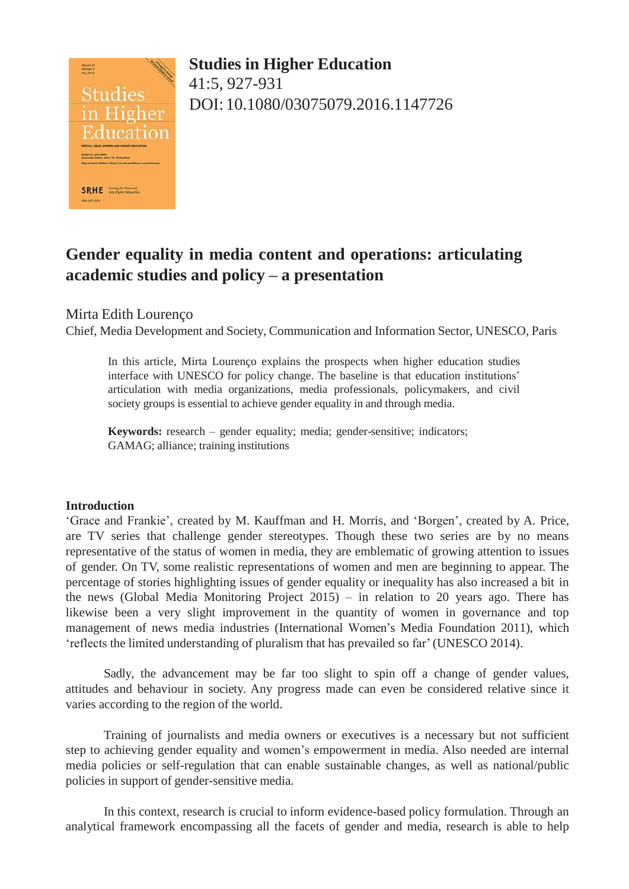**Studies in Higher Education**
41:5, 927-931
DOI: 10.1080/03075079.2016.1147726

# Gender equality in media content and operations: articulating academic studies and policy – a presentation

Mirta Edith Lourenço
Chief, Media Development and Society, Communication and Information Sector, UNESCO, Paris

In this article, Mirta Lourenço explains the prospects when higher education studies interface with UNESCO for policy change. The baseline is that education institutions' articulation with media organizations, media professionals, policymakers, and civil society groups is essential to achieve gender equality in and through media.

**Keywords:** research – gender equality; media; gender-sensitive; indicators; GAMAG; alliance; training institutions

## Introduction

'Grace and Frankie', created by M. Kauffman and H. Morris, and 'Borgen', created by A. Price, are TV series that challenge gender stereotypes. Though these two series are by no means representative of the status of women in media, they are emblematic of growing attention to issues of gender. On TV, some realistic representations of women and men are beginning to appear. The percentage of stories highlighting issues of gender equality or inequality has also increased a bit in the news (Global Media Monitoring Project 2015) – in relation to 20 years ago. There has likewise been a very slight improvement in the quantity of women in governance and top management of news media industries (International Women's Media Foundation 2011), which 'reflects the limited understanding of pluralism that has prevailed so far' (UNESCO 2014).

Sadly, the advancement may be far too slight to spin off a change of gender values, attitudes and behaviour in society. Any progress made can even be considered relative since it varies according to the region of the world.

Training of journalists and media owners or executives is a necessary but not sufficient step to achieving gender equality and women's empowerment in media. Also needed are internal media policies or self-regulation that can enable sustainable changes, as well as national/public policies in support of gender-sensitive media.

In this context, research is crucial to inform evidence-based policy formulation. Through an analytical framework encompassing all the facets of gender and media, research is able to help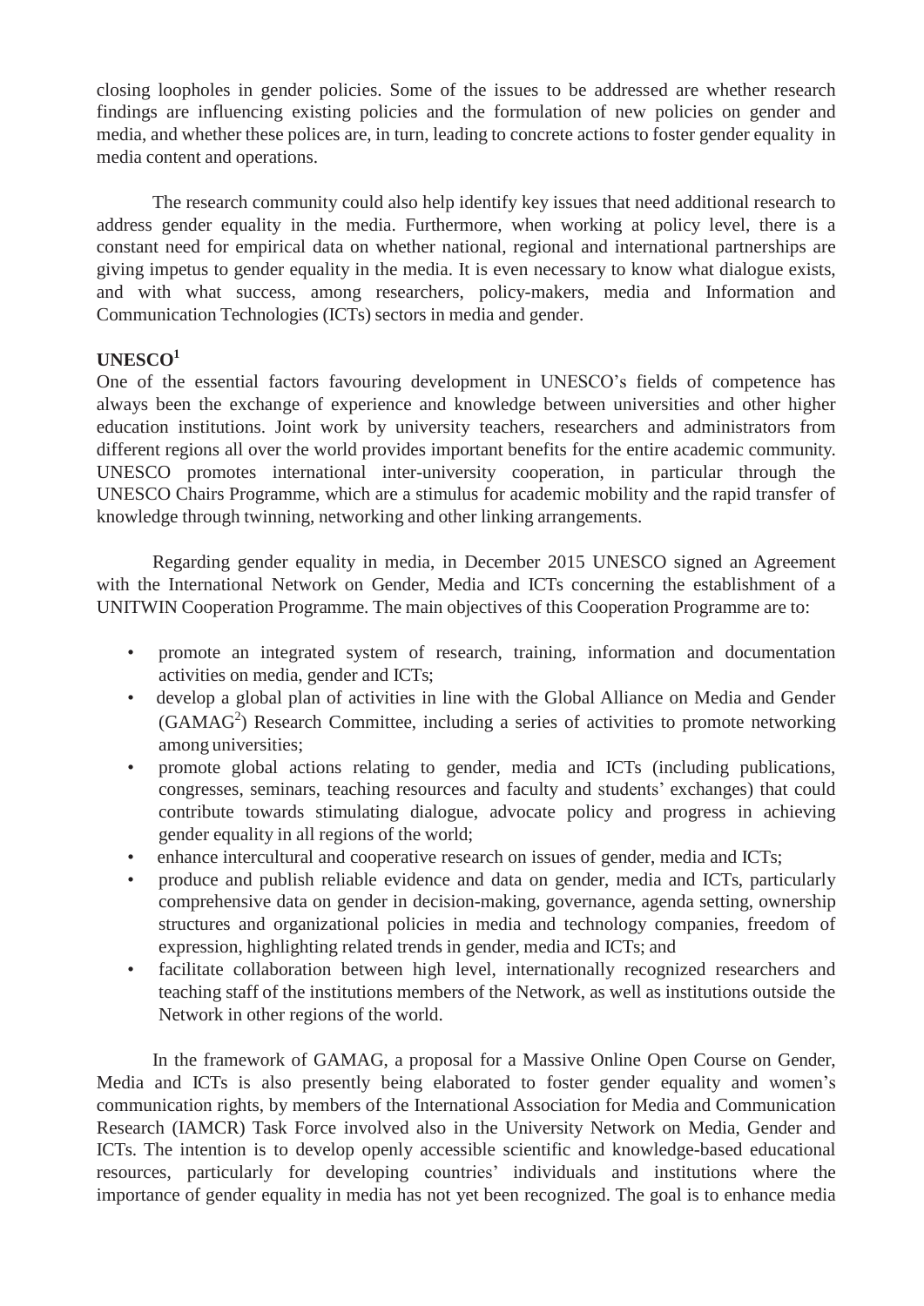closing loopholes in gender policies. Some of the issues to be addressed are whether research findings are influencing existing policies and the formulation of new policies on gender and media, and whether these polices are, in turn, leading to concrete actions to foster gender equality in media content and operations.

The research community could also help identify key issues that need additional research to address gender equality in the media. Furthermore, when working at policy level, there is a constant need for empirical data on whether national, regional and international partnerships are giving impetus to gender equality in the media. It is even necessary to know what dialogue exists, and with what success, among researchers, policy-makers, media and Information and Communication Technologies (ICTs) sectors in media and gender.

**UNESCO[1]**

One of the essential factors favouring development in UNESCO's fields of competence has always been the exchange of experience and knowledge between universities and other higher education institutions. Joint work by university teachers, researchers and administrators from different regions all over the world provides important benefits for the entire academic community. UNESCO promotes international inter-university cooperation, in particular through the UNESCO Chairs Programme, which are a stimulus for academic mobility and the rapid transfer of knowledge through twinning, networking and other linking arrangements.

Regarding gender equality in media, in December 2015 UNESCO signed an Agreement with the International Network on Gender, Media and ICTs concerning the establishment of a UNITWIN Cooperation Programme. The main objectives of this Cooperation Programme are to:

- promote an integrated system of research, training, information and documentation activities on media, gender and ICTs;
- develop a global plan of activities in line with the Global Alliance on Media and Gender (GAMAG[2]) Research Committee, including a series of activities to promote networking among universities;
- promote global actions relating to gender, media and ICTs (including publications, congresses, seminars, teaching resources and faculty and students' exchanges) that could contribute towards stimulating dialogue, advocate policy and progress in achieving gender equality in all regions of the world;
- enhance intercultural and cooperative research on issues of gender, media and ICTs;
- produce and publish reliable evidence and data on gender, media and ICTs, particularly comprehensive data on gender in decision-making, governance, agenda setting, ownership structures and organizational policies in media and technology companies, freedom of expression, highlighting related trends in gender, media and ICTs; and
- facilitate collaboration between high level, internationally recognized researchers and teaching staff of the institutions members of the Network, as well as institutions outside the Network in other regions of the world.

In the framework of GAMAG, a proposal for a Massive Online Open Course on Gender, Media and ICTs is also presently being elaborated to foster gender equality and women's communication rights, by members of the International Association for Media and Communication Research (IAMCR) Task Force involved also in the University Network on Media, Gender and ICTs. The intention is to develop openly accessible scientific and knowledge-based educational resources, particularly for developing countries' individuals and institutions where the importance of gender equality in media has not yet been recognized. The goal is to enhance media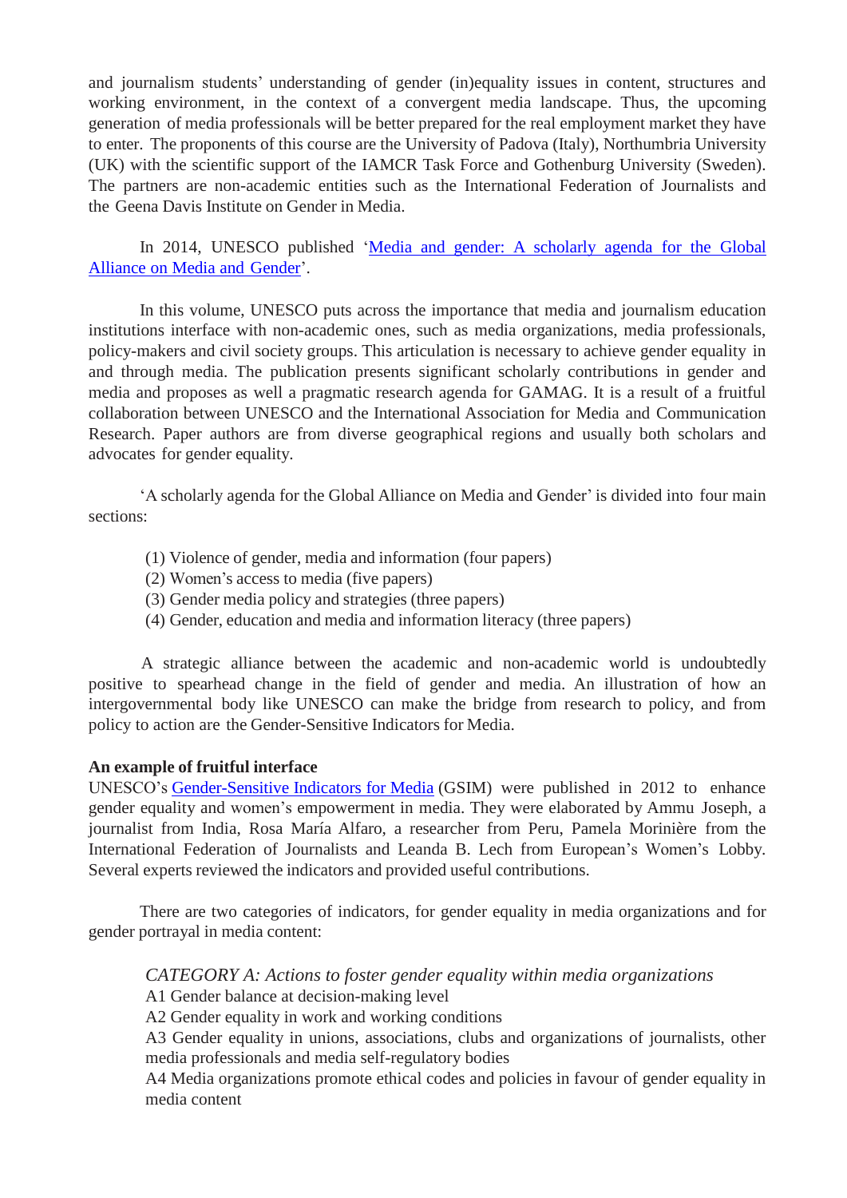and journalism students' understanding of gender (in)equality issues in content, structures and working environment, in the context of a convergent media landscape. Thus, the upcoming generation of media professionals will be better prepared for the real employment market they have to enter. The proponents of this course are the University of Padova (Italy), Northumbria University (UK) with the scientific support of the IAMCR Task Force and Gothenburg University (Sweden). The partners are non-academic entities such as the International Federation of Journalists and the Geena Davis Institute on Gender in Media.

In 2014, UNESCO published '[Media and gender: A scholarly agenda for the Global Alliance on Media and Gender]'.

In this volume, UNESCO puts across the importance that media and journalism education institutions interface with non-academic ones, such as media organizations, media professionals, policy-makers and civil society groups. This articulation is necessary to achieve gender equality in and through media. The publication presents significant scholarly contributions in gender and media and proposes as well a pragmatic research agenda for GAMAG. It is a result of a fruitful collaboration between UNESCO and the International Association for Media and Communication Research. Paper authors are from diverse geographical regions and usually both scholars and advocates for gender equality.

'A scholarly agenda for the Global Alliance on Media and Gender' is divided into four main sections:

(1) Violence of gender, media and information (four papers)
(2) Women's access to media (five papers)
(3) Gender media policy and strategies (three papers)
(4) Gender, education and media and information literacy (three papers)

A strategic alliance between the academic and non-academic world is undoubtedly positive to spearhead change in the field of gender and media. An illustration of how an intergovernmental body like UNESCO can make the bridge from research to policy, and from policy to action are the Gender-Sensitive Indicators for Media.

**An example of fruitful interface**

UNESCO's [Gender-Sensitive Indicators for Media] (GSIM) were published in 2012 to enhance gender equality and women's empowerment in media. They were elaborated by Ammu Joseph, a journalist from India, Rosa María Alfaro, a researcher from Peru, Pamela Morinière from the International Federation of Journalists and Leanda B. Lech from European's Women's Lobby. Several experts reviewed the indicators and provided useful contributions.

There are two categories of indicators, for gender equality in media organizations and for gender portrayal in media content:

*CATEGORY A: Actions to foster gender equality within media organizations*

A1 Gender balance at decision-making level
A2 Gender equality in work and working conditions
A3 Gender equality in unions, associations, clubs and organizations of journalists, other media professionals and media self-regulatory bodies
A4 Media organizations promote ethical codes and policies in favour of gender equality in media content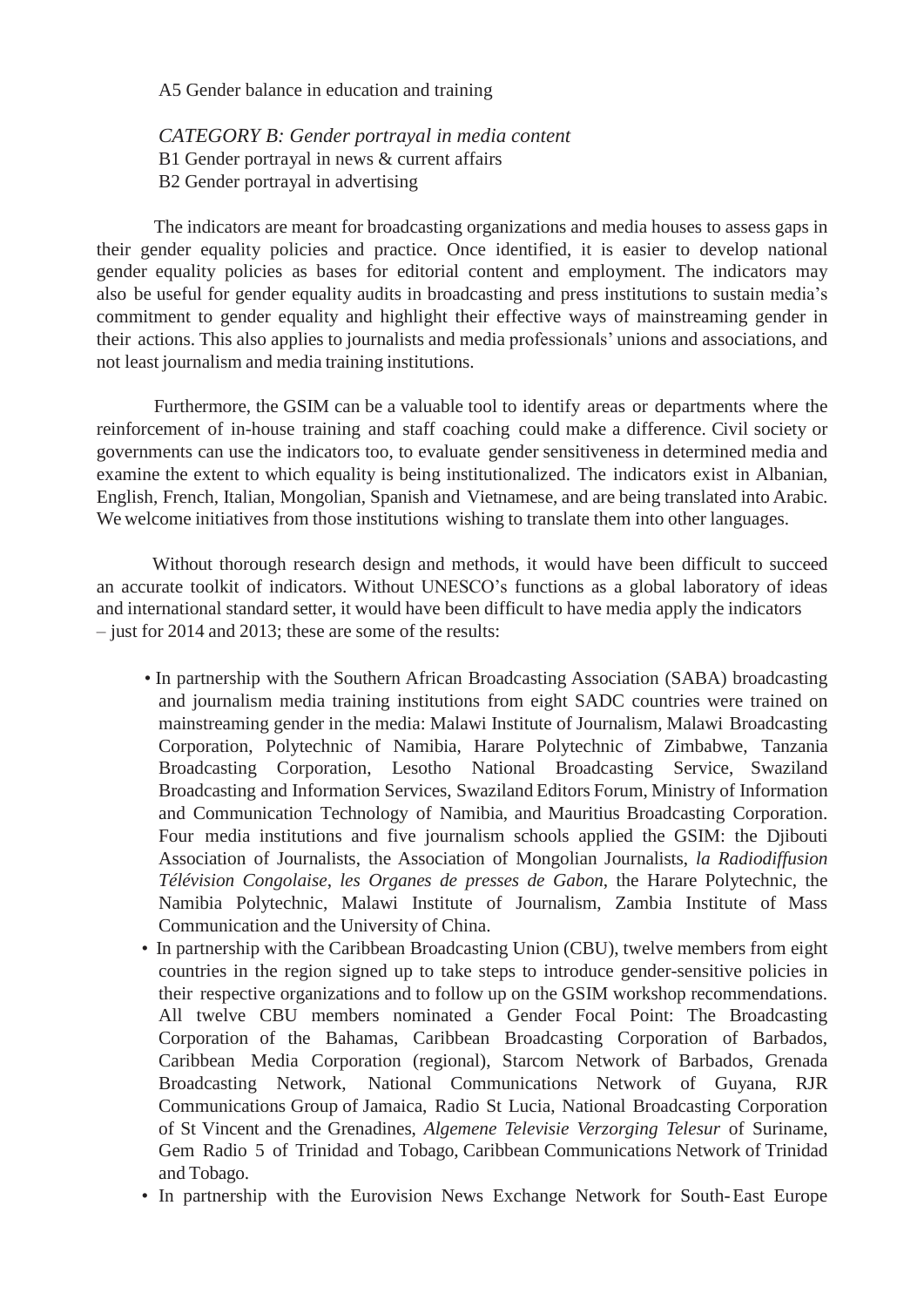A5 Gender balance in education and training

*CATEGORY B: Gender portrayal in media content*
B1 Gender portrayal in news & current affairs
B2 Gender portrayal in advertising

The indicators are meant for broadcasting organizations and media houses to assess gaps in their gender equality policies and practice. Once identified, it is easier to develop national gender equality policies as bases for editorial content and employment. The indicators may also be useful for gender equality audits in broadcasting and press institutions to sustain media's commitment to gender equality and highlight their effective ways of mainstreaming gender in their actions. This also applies to journalists and media professionals' unions and associations, and not least journalism and media training institutions.

Furthermore, the GSIM can be a valuable tool to identify areas or departments where the reinforcement of in-house training and staff coaching could make a difference. Civil society or governments can use the indicators too, to evaluate gender sensitiveness in determined media and examine the extent to which equality is being institutionalized. The indicators exist in Albanian, English, French, Italian, Mongolian, Spanish and Vietnamese, and are being translated into Arabic. We welcome initiatives from those institutions wishing to translate them into other languages.

Without thorough research design and methods, it would have been difficult to succeed an accurate toolkit of indicators. Without UNESCO's functions as a global laboratory of ideas and international standard setter, it would have been difficult to have media apply the indicators – just for 2014 and 2013; these are some of the results:

- In partnership with the Southern African Broadcasting Association (SABA) broadcasting and journalism media training institutions from eight SADC countries were trained on mainstreaming gender in the media: Malawi Institute of Journalism, Malawi Broadcasting Corporation, Polytechnic of Namibia, Harare Polytechnic of Zimbabwe, Tanzania Broadcasting Corporation, Lesotho National Broadcasting Service, Swaziland Broadcasting and Information Services, Swaziland Editors Forum, Ministry of Information and Communication Technology of Namibia, and Mauritius Broadcasting Corporation. Four media institutions and five journalism schools applied the GSIM: the Djibouti Association of Journalists, the Association of Mongolian Journalists, *la Radiodiffusion Télévision Congolaise*, *les Organes de presses de Gabon*, the Harare Polytechnic, the Namibia Polytechnic, Malawi Institute of Journalism, Zambia Institute of Mass Communication and the University of China.
- In partnership with the Caribbean Broadcasting Union (CBU), twelve members from eight countries in the region signed up to take steps to introduce gender-sensitive policies in their respective organizations and to follow up on the GSIM workshop recommendations. All twelve CBU members nominated a Gender Focal Point: The Broadcasting Corporation of the Bahamas, Caribbean Broadcasting Corporation of Barbados, Caribbean Media Corporation (regional), Starcom Network of Barbados, Grenada Broadcasting Network, National Communications Network of Guyana, RJR Communications Group of Jamaica, Radio St Lucia, National Broadcasting Corporation of St Vincent and the Grenadines, *Algemene Televisie Verzorging Telesur* of Suriname, Gem Radio 5 of Trinidad and Tobago, Caribbean Communications Network of Trinidad and Tobago.
- In partnership with the Eurovision News Exchange Network for South-East Europe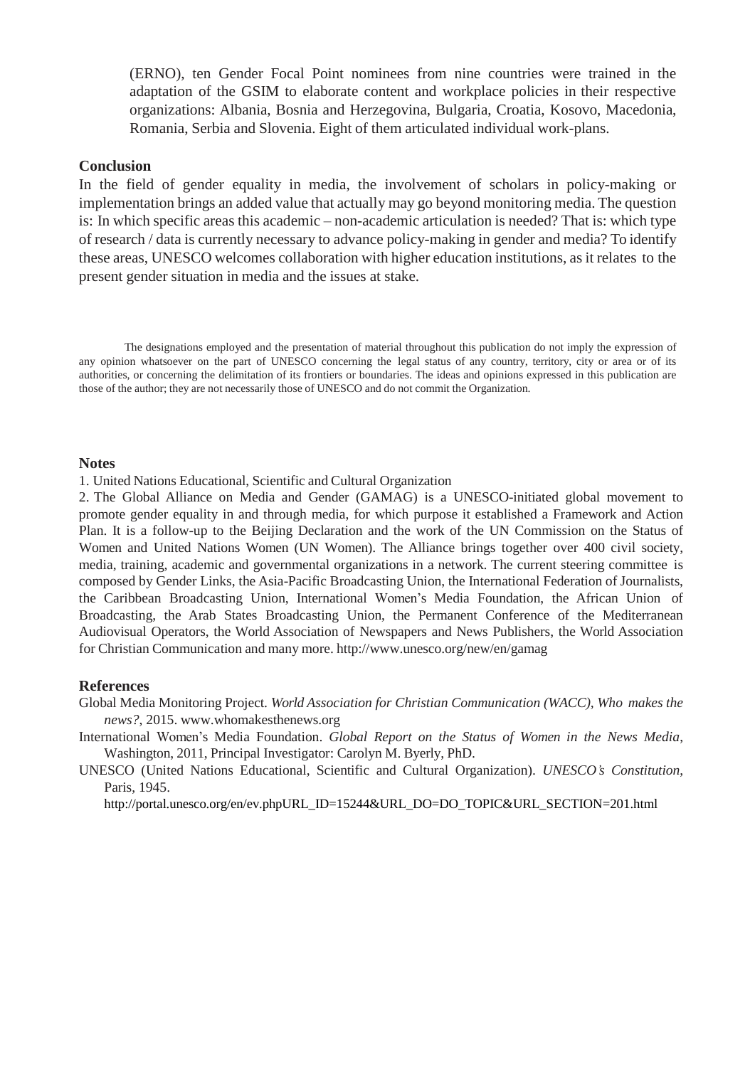(ERNO), ten Gender Focal Point nominees from nine countries were trained in the adaptation of the GSIM to elaborate content and workplace policies in their respective organizations: Albania, Bosnia and Herzegovina, Bulgaria, Croatia, Kosovo, Macedonia, Romania, Serbia and Slovenia. Eight of them articulated individual work-plans.

## Conclusion

In the field of gender equality in media, the involvement of scholars in policy-making or implementation brings an added value that actually may go beyond monitoring media. The question is: In which specific areas this academic – non-academic articulation is needed? That is: which type of research / data is currently necessary to advance policy-making in gender and media? To identify these areas, UNESCO welcomes collaboration with higher education institutions, as it relates to the present gender situation in media and the issues at stake.

The designations employed and the presentation of material throughout this publication do not imply the expression of any opinion whatsoever on the part of UNESCO concerning the legal status of any country, territory, city or area or of its authorities, or concerning the delimitation of its frontiers or boundaries. The ideas and opinions expressed in this publication are those of the author; they are not necessarily those of UNESCO and do not commit the Organization.

## Notes

1. United Nations Educational, Scientific and Cultural Organization
2. The Global Alliance on Media and Gender (GAMAG) is a UNESCO-initiated global movement to promote gender equality in and through media, for which purpose it established a Framework and Action Plan. It is a follow-up to the Beijing Declaration and the work of the UN Commission on the Status of Women and United Nations Women (UN Women). The Alliance brings together over 400 civil society, media, training, academic and governmental organizations in a network. The current steering committee is composed by Gender Links, the Asia-Pacific Broadcasting Union, the International Federation of Journalists, the Caribbean Broadcasting Union, International Women's Media Foundation, the African Union of Broadcasting, the Arab States Broadcasting Union, the Permanent Conference of the Mediterranean Audiovisual Operators, the World Association of Newspapers and News Publishers, the World Association for Christian Communication and many more. http://www.unesco.org/new/en/gamag

## References

Global Media Monitoring Project. *World Association for Christian Communication (WACC), Who makes the news?*, 2015. www.whomakesthenews.org

International Women's Media Foundation. *Global Report on the Status of Women in the News Media*, Washington, 2011, Principal Investigator: Carolyn M. Byerly, PhD.

UNESCO (United Nations Educational, Scientific and Cultural Organization). *UNESCO's Constitution*, Paris, 1945.
http://portal.unesco.org/en/ev.phpURL_ID=15244&URL_DO=DO_TOPIC&URL_SECTION=201.html